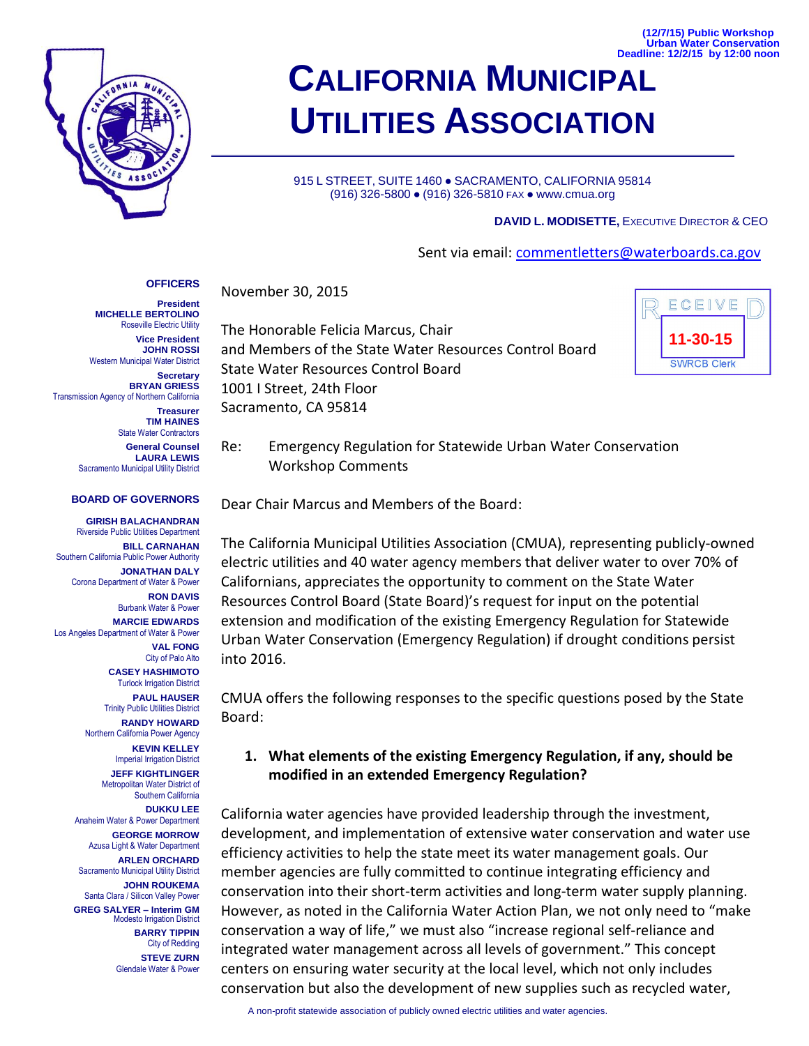(12/7/15) Public Workshop
Urban Water Conservation
Deadline: 12/2/15 by 12:00 noon

# CALIFORNIA MUNICIPAL UTILITIES ASSOCIATION

915 L STREET, SUITE 1460 ● SACRAMENTO, CALIFORNIA 95814
(916) 326-5800 ● (916) 326-5810 FAX ● www.cmua.org

**DAVID L. MODISETTE,** EXECUTIVE DIRECTOR & CEO

Sent via email: commentletters@waterboards.ca.gov

**OFFICERS**

**President**
**MICHELLE BERTOLINO**
Roseville Electric Utility

**Vice President**
**JOHN ROSSI**
Western Municipal Water District

**Secretary**
**BRYAN GRIESS**
Transmission Agency of Northern California

**Treasurer**
**TIM HAINES**
State Water Contractors

**General Counsel**
**LAURA LEWIS**
Sacramento Municipal Utility District

**BOARD OF GOVERNORS**

**GIRISH BALACHANDRAN**
Riverside Public Utilities Department

**BILL CARNAHAN**
Southern California Public Power Authority

**JONATHAN DALY**
Corona Department of Water & Power

**RON DAVIS**
Burbank Water & Power

**MARCIE EDWARDS**
Los Angeles Department of Water & Power

**VAL FONG**
City of Palo Alto

**CASEY HASHIMOTO**
Turlock Irrigation District

**PAUL HAUSER**
Trinity Public Utilities District

**RANDY HOWARD**
Northern California Power Agency

**KEVIN KELLEY**
Imperial Irrigation District

**JEFF KIGHTLINGER**
Metropolitan Water District of Southern California

**DUKKU LEE**
Anaheim Water & Power Department

**GEORGE MORROW**
Azusa Light & Water Department

**ARLEN ORCHARD**
Sacramento Municipal Utility District

**JOHN ROUKEMA**
Santa Clara / Silicon Valley Power

**GREG SALYER – Interim GM**
Modesto Irrigation District

**BARRY TIPPIN**
City of Redding

**STEVE ZURN**
Glendale Water & Power

RECEIVED
11-30-15
SWRCB Clerk

November 30, 2015

The Honorable Felicia Marcus, Chair
and Members of the State Water Resources Control Board
State Water Resources Control Board
1001 I Street, 24th Floor
Sacramento, CA 95814

Re: Emergency Regulation for Statewide Urban Water Conservation
Workshop Comments

Dear Chair Marcus and Members of the Board:

The California Municipal Utilities Association (CMUA), representing publicly-owned electric utilities and 40 water agency members that deliver water to over 70% of Californians, appreciates the opportunity to comment on the State Water Resources Control Board (State Board)'s request for input on the potential extension and modification of the existing Emergency Regulation for Statewide Urban Water Conservation (Emergency Regulation) if drought conditions persist into 2016.

CMUA offers the following responses to the specific questions posed by the State Board:

1. **What elements of the existing Emergency Regulation, if any, should be modified in an extended Emergency Regulation?**

California water agencies have provided leadership through the investment, development, and implementation of extensive water conservation and water use efficiency activities to help the state meet its water management goals. Our member agencies are fully committed to continue integrating efficiency and conservation into their short-term activities and long-term water supply planning. However, as noted in the California Water Action Plan, we not only need to "make conservation a way of life," we must also "increase regional self-reliance and integrated water management across all levels of government." This concept centers on ensuring water security at the local level, which not only includes conservation but also the development of new supplies such as recycled water,

A non-profit statewide association of publicly owned electric utilities and water agencies.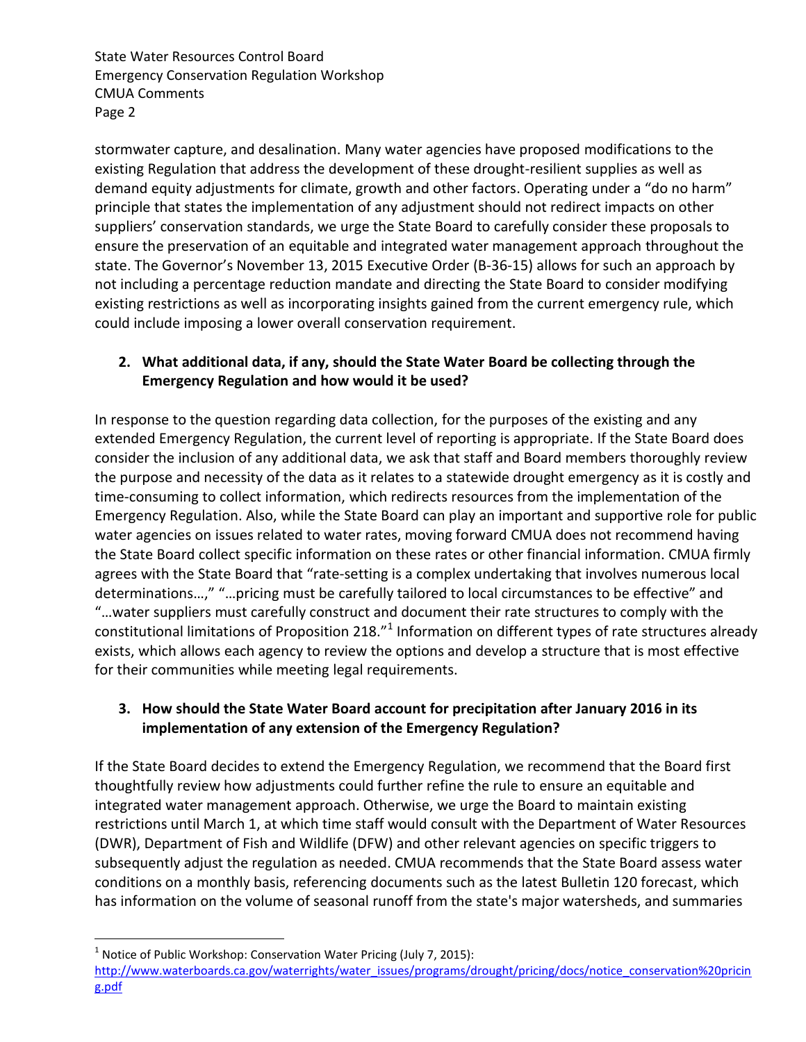stormwater capture, and desalination. Many water agencies have proposed modifications to the existing Regulation that address the development of these drought-resilient supplies as well as demand equity adjustments for climate, growth and other factors. Operating under a "do no harm" principle that states the implementation of any adjustment should not redirect impacts on other suppliers' conservation standards, we urge the State Board to carefully consider these proposals to ensure the preservation of an equitable and integrated water management approach throughout the state. The Governor's November 13, 2015 Executive Order (B-36-15) allows for such an approach by not including a percentage reduction mandate and directing the State Board to consider modifying existing restrictions as well as incorporating insights gained from the current emergency rule, which could include imposing a lower overall conservation requirement.

**2. What additional data, if any, should the State Water Board be collecting through the Emergency Regulation and how would it be used?**

In response to the question regarding data collection, for the purposes of the existing and any extended Emergency Regulation, the current level of reporting is appropriate. If the State Board does consider the inclusion of any additional data, we ask that staff and Board members thoroughly review the purpose and necessity of the data as it relates to a statewide drought emergency as it is costly and time-consuming to collect information, which redirects resources from the implementation of the Emergency Regulation. Also, while the State Board can play an important and supportive role for public water agencies on issues related to water rates, moving forward CMUA does not recommend having the State Board collect specific information on these rates or other financial information. CMUA firmly agrees with the State Board that "rate-setting is a complex undertaking that involves numerous local determinations…," "…pricing must be carefully tailored to local circumstances to be effective" and "…water suppliers must carefully construct and document their rate structures to comply with the constitutional limitations of Proposition 218."[1] Information on different types of rate structures already exists, which allows each agency to review the options and develop a structure that is most effective for their communities while meeting legal requirements.

**3. How should the State Water Board account for precipitation after January 2016 in its implementation of any extension of the Emergency Regulation?**

If the State Board decides to extend the Emergency Regulation, we recommend that the Board first thoughtfully review how adjustments could further refine the rule to ensure an equitable and integrated water management approach. Otherwise, we urge the Board to maintain existing restrictions until March 1, at which time staff would consult with the Department of Water Resources (DWR), Department of Fish and Wildlife (DFW) and other relevant agencies on specific triggers to subsequently adjust the regulation as needed. CMUA recommends that the State Board assess water conditions on a monthly basis, referencing documents such as the latest Bulletin 120 forecast, which has information on the volume of seasonal runoff from the state's major watersheds, and summaries

---

[1] Notice of Public Workshop: Conservation Water Pricing (July 7, 2015): http://www.waterboards.ca.gov/waterrights/water_issues/programs/drought/pricing/docs/notice_conservation%20pricing.pdf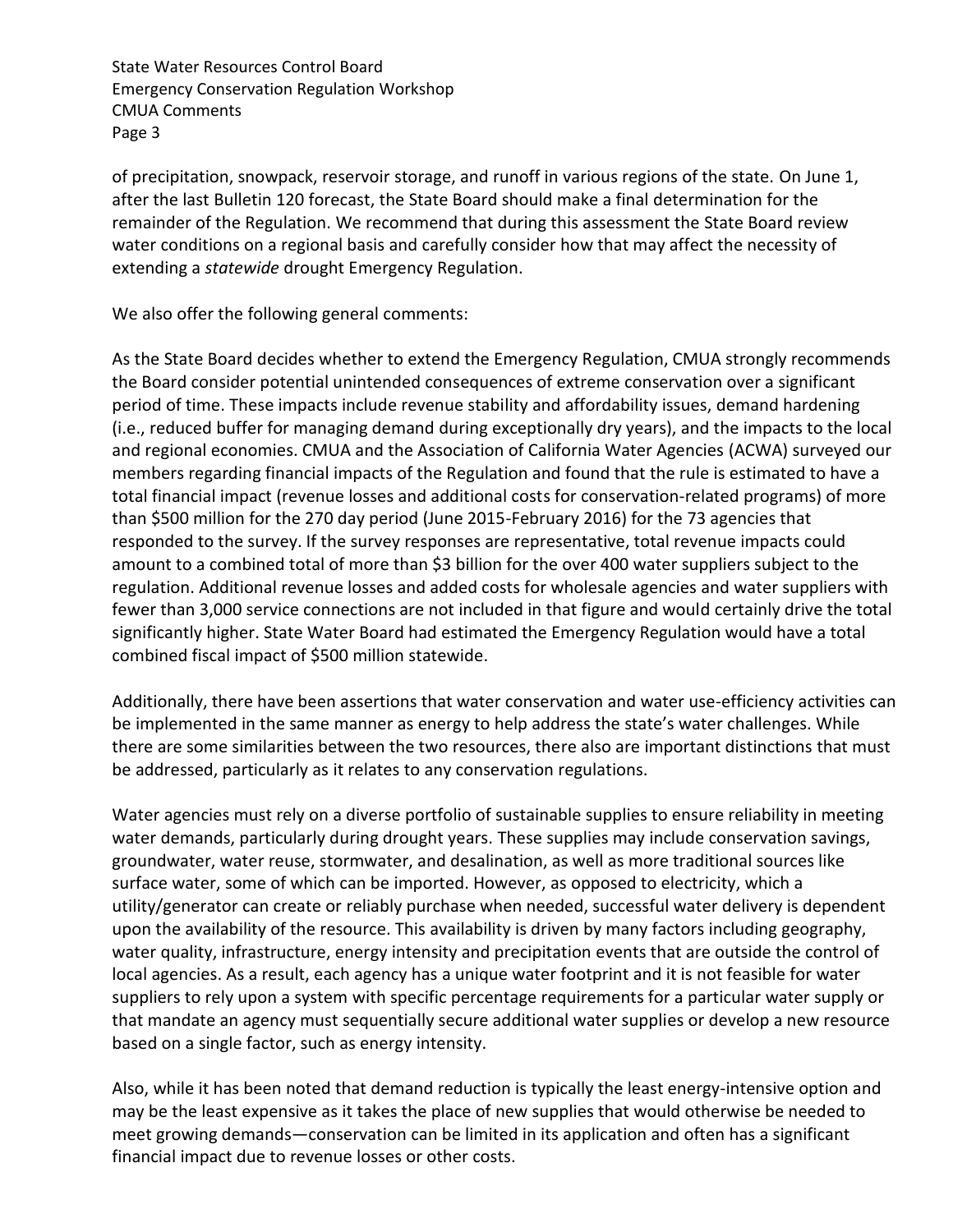of precipitation, snowpack, reservoir storage, and runoff in various regions of the state. On June 1, after the last Bulletin 120 forecast, the State Board should make a final determination for the remainder of the Regulation. We recommend that during this assessment the State Board review water conditions on a regional basis and carefully consider how that may affect the necessity of extending a *statewide* drought Emergency Regulation.

We also offer the following general comments:

As the State Board decides whether to extend the Emergency Regulation, CMUA strongly recommends the Board consider potential unintended consequences of extreme conservation over a significant period of time. These impacts include revenue stability and affordability issues, demand hardening (i.e., reduced buffer for managing demand during exceptionally dry years), and the impacts to the local and regional economies. CMUA and the Association of California Water Agencies (ACWA) surveyed our members regarding financial impacts of the Regulation and found that the rule is estimated to have a total financial impact (revenue losses and additional costs for conservation-related programs) of more than $500 million for the 270 day period (June 2015-February 2016) for the 73 agencies that responded to the survey. If the survey responses are representative, total revenue impacts could amount to a combined total of more than $3 billion for the over 400 water suppliers subject to the regulation. Additional revenue losses and added costs for wholesale agencies and water suppliers with fewer than 3,000 service connections are not included in that figure and would certainly drive the total significantly higher. State Water Board had estimated the Emergency Regulation would have a total combined fiscal impact of $500 million statewide.

Additionally, there have been assertions that water conservation and water use-efficiency activities can be implemented in the same manner as energy to help address the state's water challenges. While there are some similarities between the two resources, there also are important distinctions that must be addressed, particularly as it relates to any conservation regulations.

Water agencies must rely on a diverse portfolio of sustainable supplies to ensure reliability in meeting water demands, particularly during drought years. These supplies may include conservation savings, groundwater, water reuse, stormwater, and desalination, as well as more traditional sources like surface water, some of which can be imported. However, as opposed to electricity, which a utility/generator can create or reliably purchase when needed, successful water delivery is dependent upon the availability of the resource. This availability is driven by many factors including geography, water quality, infrastructure, energy intensity and precipitation events that are outside the control of local agencies. As a result, each agency has a unique water footprint and it is not feasible for water suppliers to rely upon a system with specific percentage requirements for a particular water supply or that mandate an agency must sequentially secure additional water supplies or develop a new resource based on a single factor, such as energy intensity.

Also, while it has been noted that demand reduction is typically the least energy-intensive option and may be the least expensive as it takes the place of new supplies that would otherwise be needed to meet growing demands—conservation can be limited in its application and often has a significant financial impact due to revenue losses or other costs.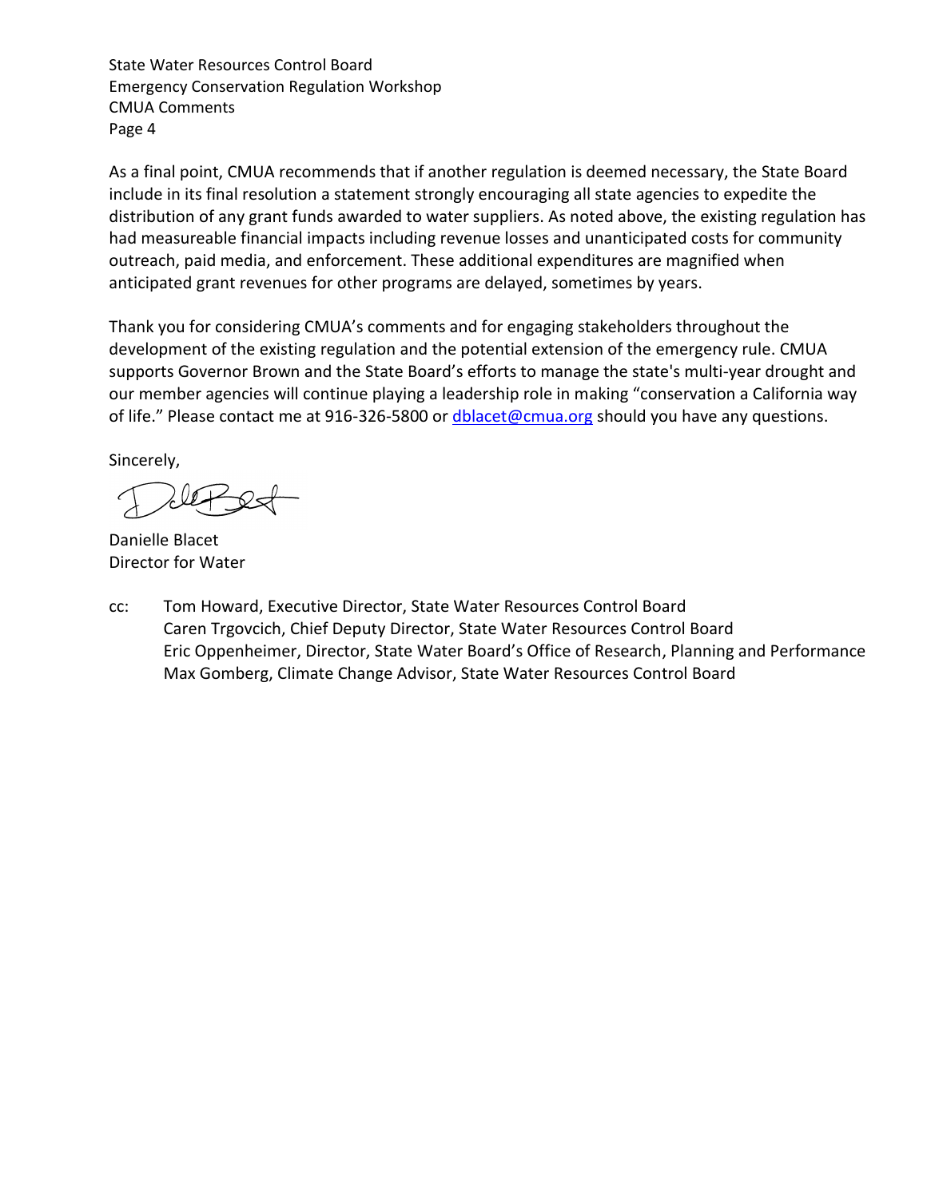As a final point, CMUA recommends that if another regulation is deemed necessary, the State Board include in its final resolution a statement strongly encouraging all state agencies to expedite the distribution of any grant funds awarded to water suppliers. As noted above, the existing regulation has had measureable financial impacts including revenue losses and unanticipated costs for community outreach, paid media, and enforcement. These additional expenditures are magnified when anticipated grant revenues for other programs are delayed, sometimes by years.

Thank you for considering CMUA's comments and for engaging stakeholders throughout the development of the existing regulation and the potential extension of the emergency rule. CMUA supports Governor Brown and the State Board's efforts to manage the state's multi-year drought and our member agencies will continue playing a leadership role in making "conservation a California way of life." Please contact me at 916-326-5800 or dblacet@cmua.org should you have any questions.

Sincerely,

Danielle Blacet
Director for Water

cc: Tom Howard, Executive Director, State Water Resources Control Board
Caren Trgovcich, Chief Deputy Director, State Water Resources Control Board
Eric Oppenheimer, Director, State Water Board's Office of Research, Planning and Performance
Max Gomberg, Climate Change Advisor, State Water Resources Control Board